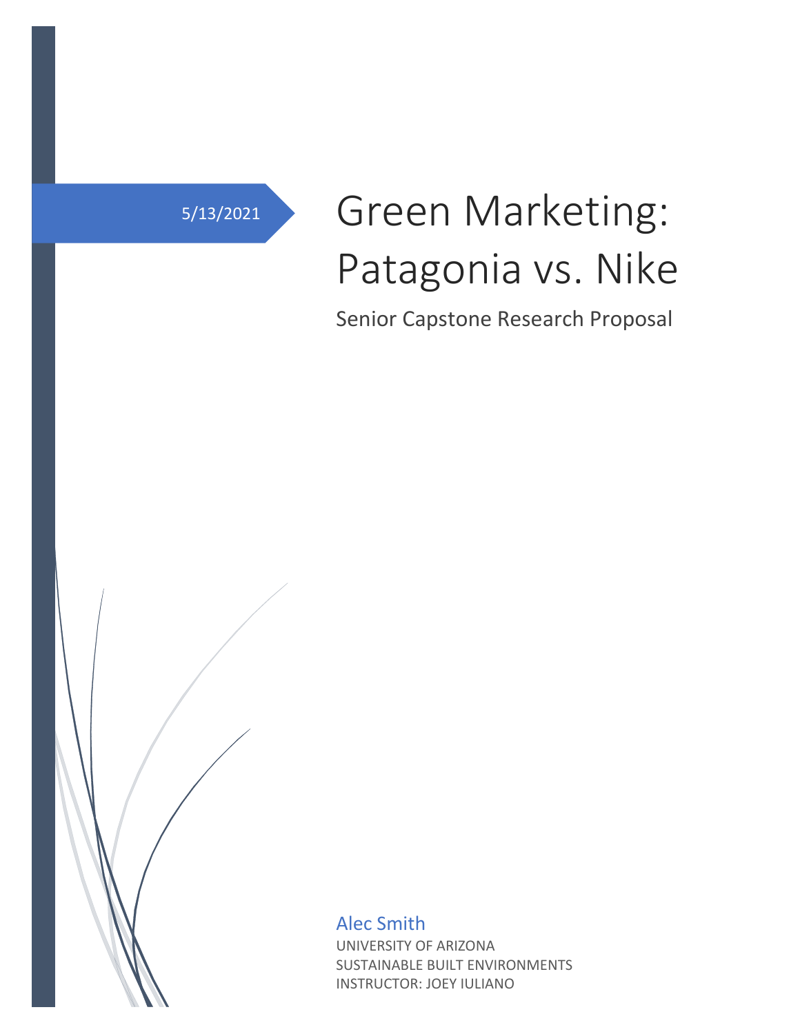5/13/2021

# Green Marketing: Patagonia vs. Nike

Senior Capstone Research Proposal

Alec Smith

UNIVERSITY OF ARIZONA
SUSTAINABLE BUILT ENVIRONMENTS
INSTRUCTOR: JOEY IULIANO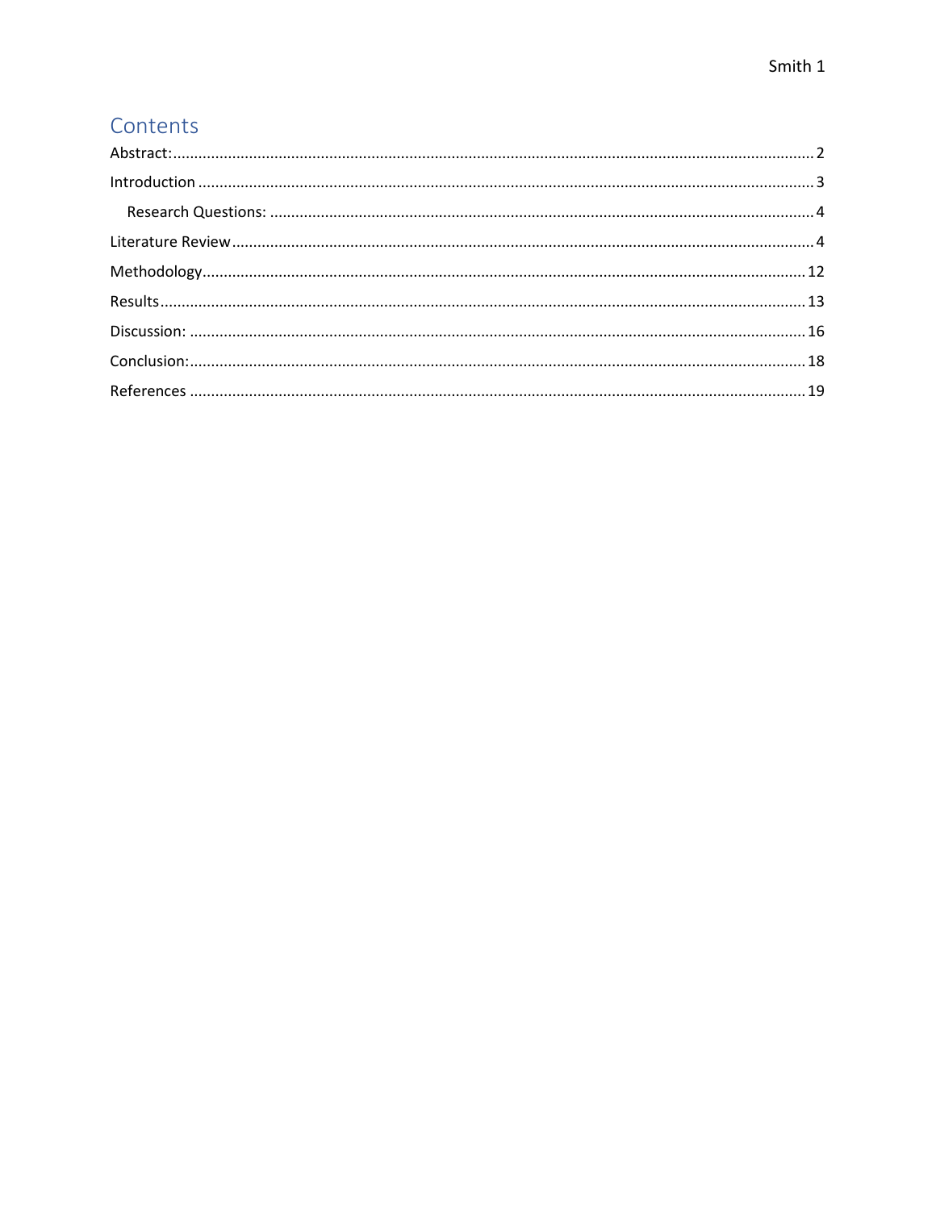# Contents

Abstract: 2

Introduction 3

- Research Questions: 4

Literature Review 4

Methodology 12

Results 13

Discussion: 16

Conclusion: 18

References 19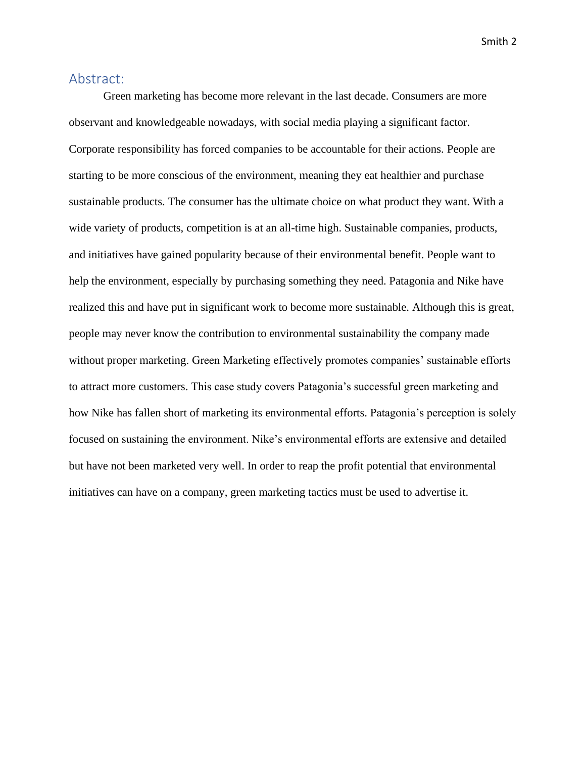## Abstract:

Green marketing has become more relevant in the last decade. Consumers are more observant and knowledgeable nowadays, with social media playing a significant factor. Corporate responsibility has forced companies to be accountable for their actions. People are starting to be more conscious of the environment, meaning they eat healthier and purchase sustainable products. The consumer has the ultimate choice on what product they want. With a wide variety of products, competition is at an all-time high. Sustainable companies, products, and initiatives have gained popularity because of their environmental benefit. People want to help the environment, especially by purchasing something they need. Patagonia and Nike have realized this and have put in significant work to become more sustainable. Although this is great, people may never know the contribution to environmental sustainability the company made without proper marketing. Green Marketing effectively promotes companies' sustainable efforts to attract more customers. This case study covers Patagonia's successful green marketing and how Nike has fallen short of marketing its environmental efforts. Patagonia's perception is solely focused on sustaining the environment. Nike's environmental efforts are extensive and detailed but have not been marketed very well. In order to reap the profit potential that environmental initiatives can have on a company, green marketing tactics must be used to advertise it.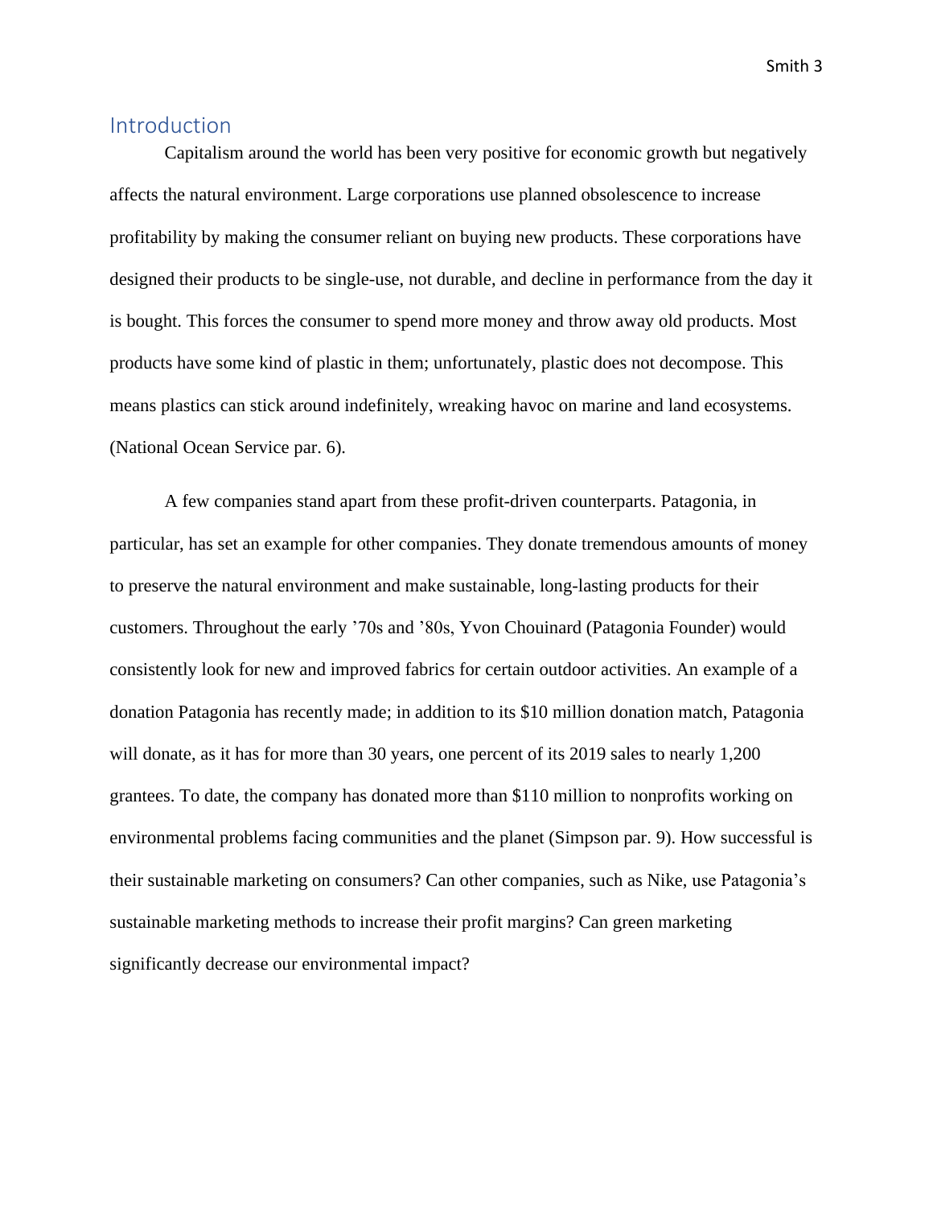## Introduction

Capitalism around the world has been very positive for economic growth but negatively affects the natural environment. Large corporations use planned obsolescence to increase profitability by making the consumer reliant on buying new products. These corporations have designed their products to be single-use, not durable, and decline in performance from the day it is bought. This forces the consumer to spend more money and throw away old products. Most products have some kind of plastic in them; unfortunately, plastic does not decompose. This means plastics can stick around indefinitely, wreaking havoc on marine and land ecosystems. (National Ocean Service par. 6).

A few companies stand apart from these profit-driven counterparts. Patagonia, in particular, has set an example for other companies. They donate tremendous amounts of money to preserve the natural environment and make sustainable, long-lasting products for their customers. Throughout the early ’70s and ’80s, Yvon Chouinard (Patagonia Founder) would consistently look for new and improved fabrics for certain outdoor activities. An example of a donation Patagonia has recently made; in addition to its $10 million donation match, Patagonia will donate, as it has for more than 30 years, one percent of its 2019 sales to nearly 1,200 grantees. To date, the company has donated more than $110 million to nonprofits working on environmental problems facing communities and the planet (Simpson par. 9). How successful is their sustainable marketing on consumers? Can other companies, such as Nike, use Patagonia’s sustainable marketing methods to increase their profit margins? Can green marketing significantly decrease our environmental impact?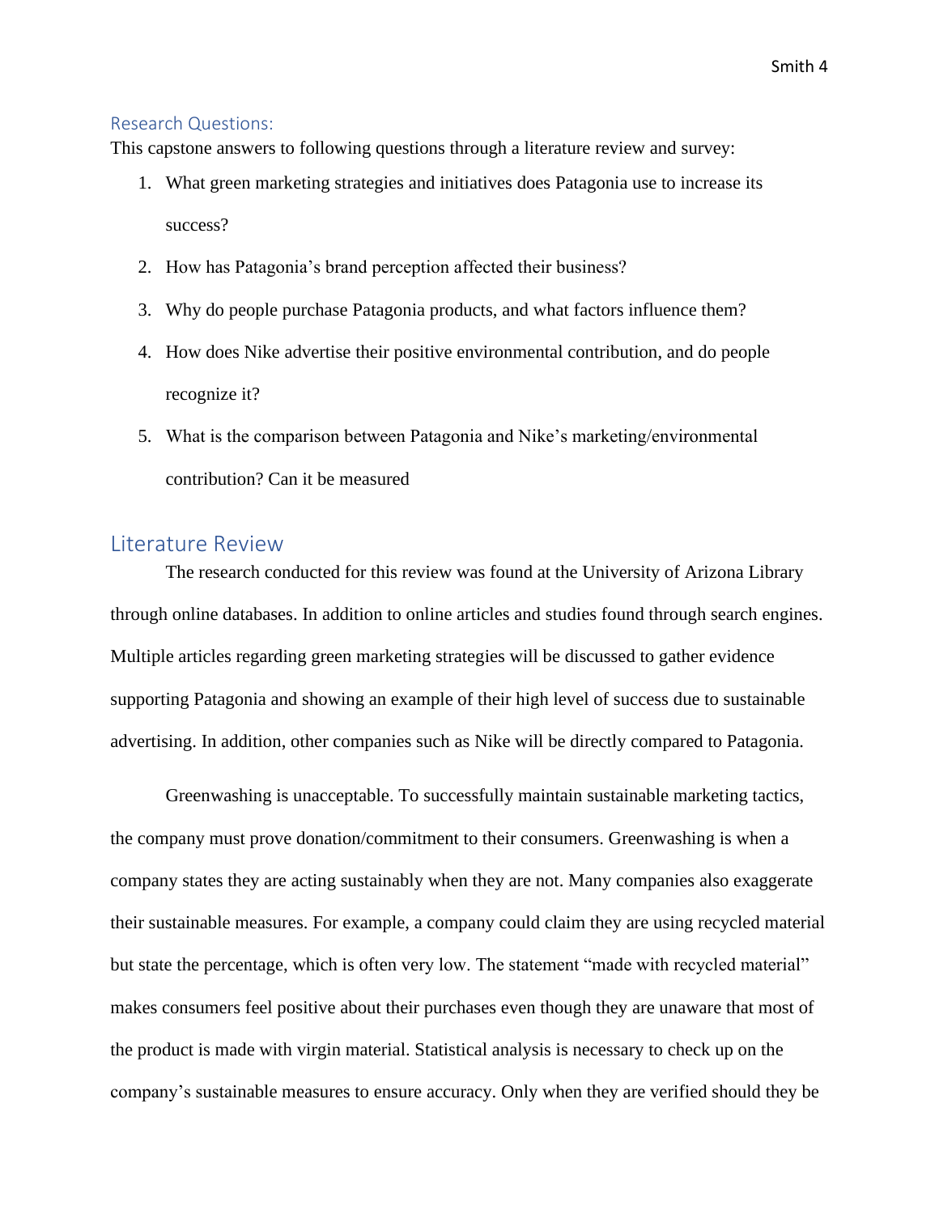### Research Questions:

This capstone answers to following questions through a literature review and survey:

1. What green marketing strategies and initiatives does Patagonia use to increase its success?
2. How has Patagonia's brand perception affected their business?
3. Why do people purchase Patagonia products, and what factors influence them?
4. How does Nike advertise their positive environmental contribution, and do people recognize it?
5. What is the comparison between Patagonia and Nike's marketing/environmental contribution? Can it be measured

## Literature Review

The research conducted for this review was found at the University of Arizona Library through online databases. In addition to online articles and studies found through search engines. Multiple articles regarding green marketing strategies will be discussed to gather evidence supporting Patagonia and showing an example of their high level of success due to sustainable advertising. In addition, other companies such as Nike will be directly compared to Patagonia.

Greenwashing is unacceptable. To successfully maintain sustainable marketing tactics, the company must prove donation/commitment to their consumers. Greenwashing is when a company states they are acting sustainably when they are not. Many companies also exaggerate their sustainable measures. For example, a company could claim they are using recycled material but state the percentage, which is often very low. The statement "made with recycled material" makes consumers feel positive about their purchases even though they are unaware that most of the product is made with virgin material. Statistical analysis is necessary to check up on the company's sustainable measures to ensure accuracy. Only when they are verified should they be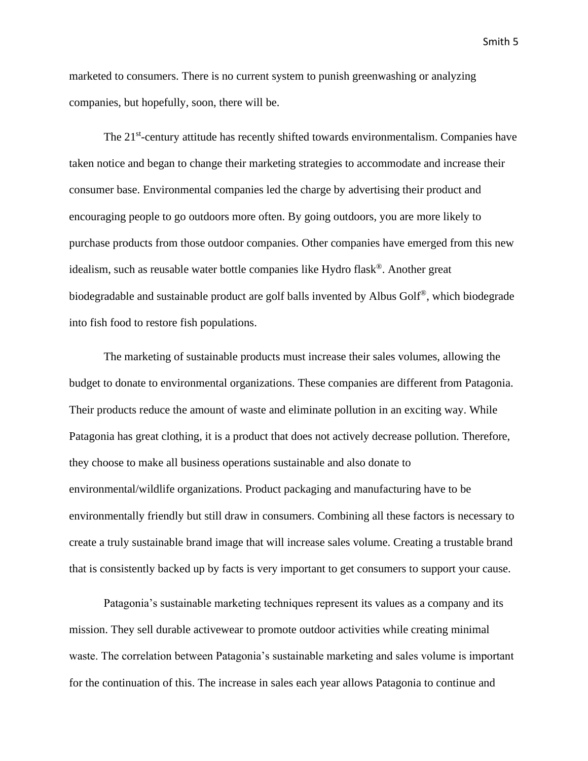marketed to consumers. There is no current system to punish greenwashing or analyzing companies, but hopefully, soon, there will be.

The 21st-century attitude has recently shifted towards environmentalism. Companies have taken notice and began to change their marketing strategies to accommodate and increase their consumer base. Environmental companies led the charge by advertising their product and encouraging people to go outdoors more often. By going outdoors, you are more likely to purchase products from those outdoor companies. Other companies have emerged from this new idealism, such as reusable water bottle companies like Hydro flask®. Another great biodegradable and sustainable product are golf balls invented by Albus Golf®, which biodegrade into fish food to restore fish populations.

The marketing of sustainable products must increase their sales volumes, allowing the budget to donate to environmental organizations. These companies are different from Patagonia. Their products reduce the amount of waste and eliminate pollution in an exciting way. While Patagonia has great clothing, it is a product that does not actively decrease pollution. Therefore, they choose to make all business operations sustainable and also donate to environmental/wildlife organizations. Product packaging and manufacturing have to be environmentally friendly but still draw in consumers. Combining all these factors is necessary to create a truly sustainable brand image that will increase sales volume. Creating a trustable brand that is consistently backed up by facts is very important to get consumers to support your cause.

Patagonia's sustainable marketing techniques represent its values as a company and its mission. They sell durable activewear to promote outdoor activities while creating minimal waste. The correlation between Patagonia's sustainable marketing and sales volume is important for the continuation of this. The increase in sales each year allows Patagonia to continue and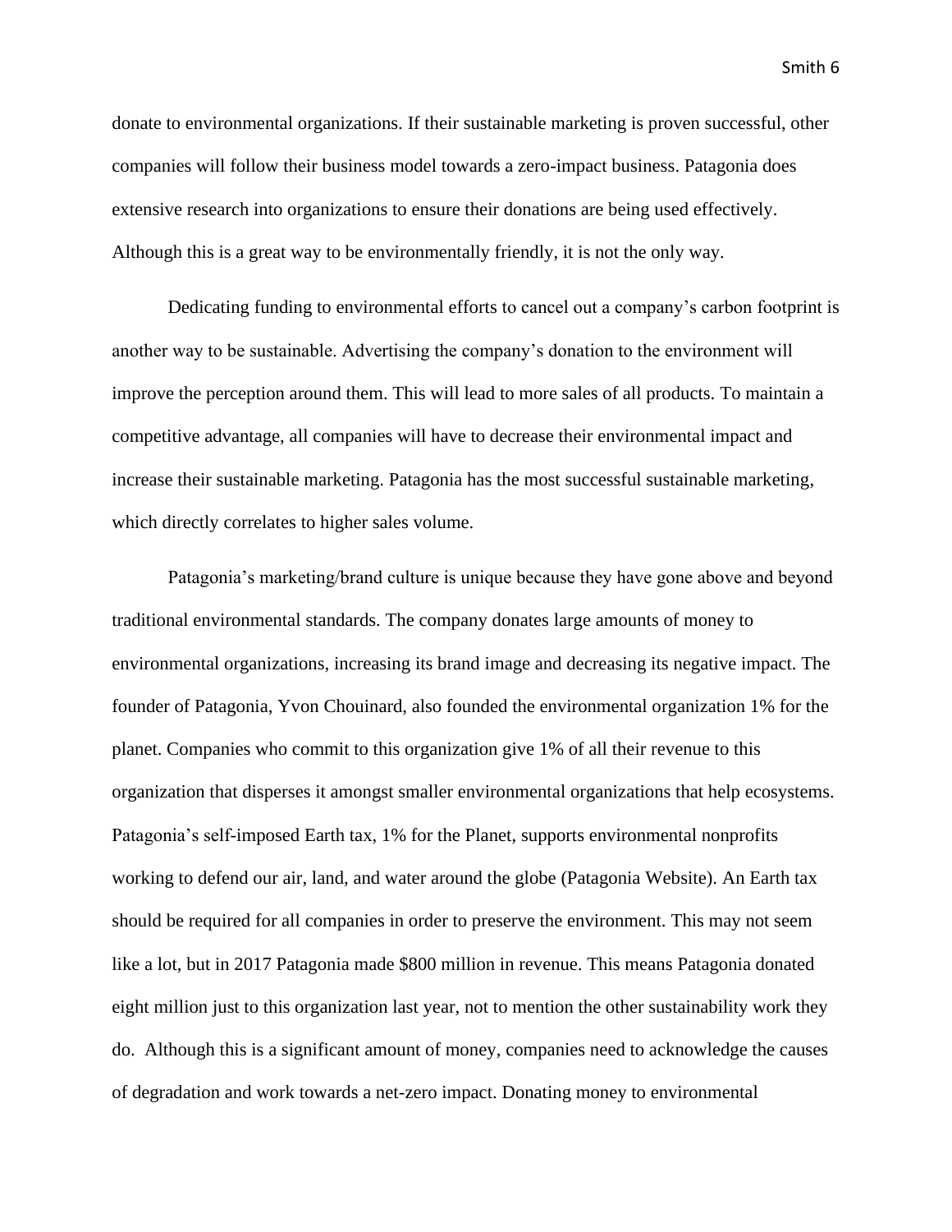donate to environmental organizations. If their sustainable marketing is proven successful, other companies will follow their business model towards a zero-impact business. Patagonia does extensive research into organizations to ensure their donations are being used effectively. Although this is a great way to be environmentally friendly, it is not the only way.

Dedicating funding to environmental efforts to cancel out a company's carbon footprint is another way to be sustainable. Advertising the company's donation to the environment will improve the perception around them. This will lead to more sales of all products. To maintain a competitive advantage, all companies will have to decrease their environmental impact and increase their sustainable marketing. Patagonia has the most successful sustainable marketing, which directly correlates to higher sales volume.

Patagonia's marketing/brand culture is unique because they have gone above and beyond traditional environmental standards. The company donates large amounts of money to environmental organizations, increasing its brand image and decreasing its negative impact. The founder of Patagonia, Yvon Chouinard, also founded the environmental organization 1% for the planet. Companies who commit to this organization give 1% of all their revenue to this organization that disperses it amongst smaller environmental organizations that help ecosystems. Patagonia's self-imposed Earth tax, 1% for the Planet, supports environmental nonprofits working to defend our air, land, and water around the globe (Patagonia Website). An Earth tax should be required for all companies in order to preserve the environment. This may not seem like a lot, but in 2017 Patagonia made $800 million in revenue. This means Patagonia donated eight million just to this organization last year, not to mention the other sustainability work they do. Although this is a significant amount of money, companies need to acknowledge the causes of degradation and work towards a net-zero impact. Donating money to environmental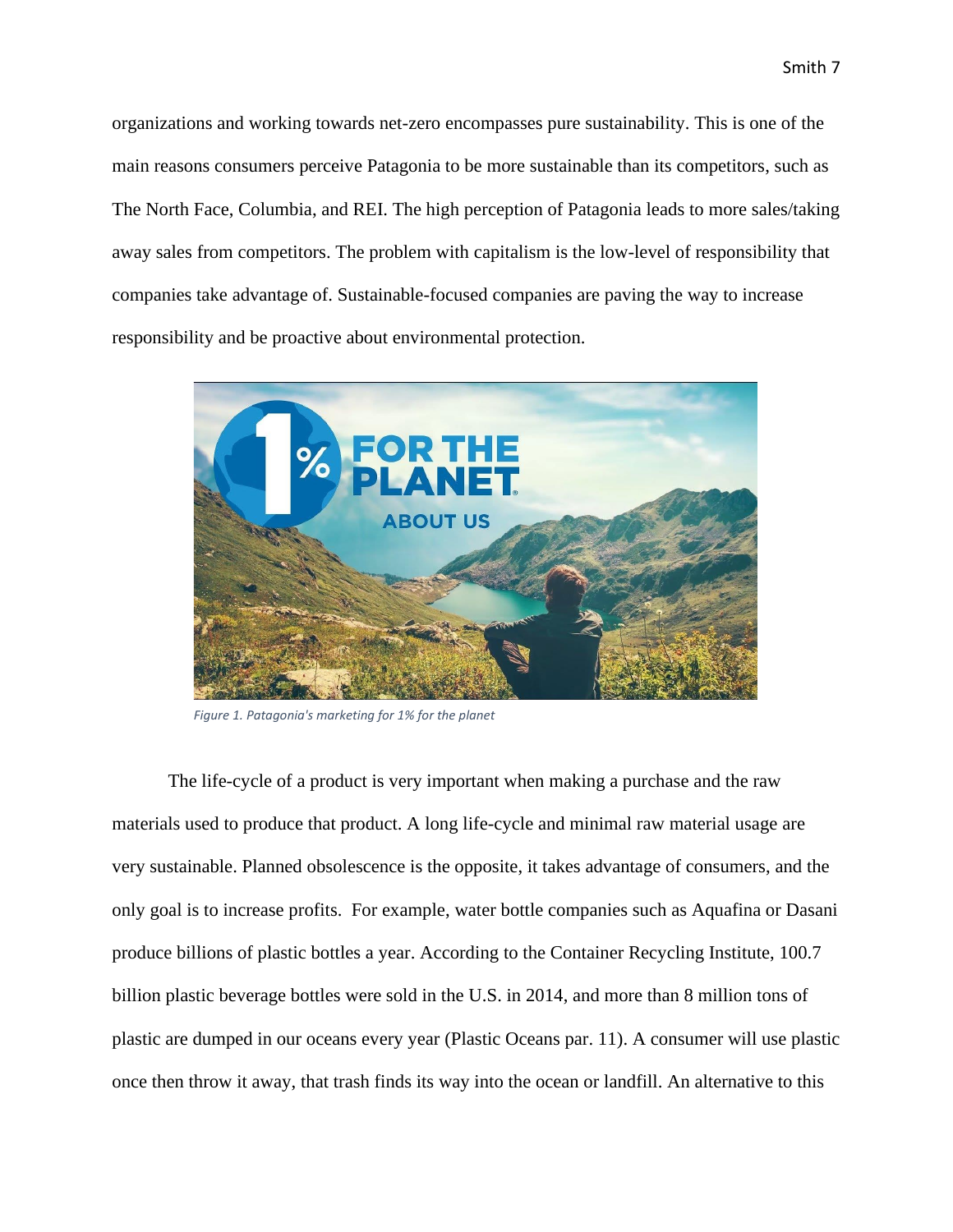organizations and working towards net-zero encompasses pure sustainability. This is one of the main reasons consumers perceive Patagonia to be more sustainable than its competitors, such as The North Face, Columbia, and REI. The high perception of Patagonia leads to more sales/taking away sales from competitors. The problem with capitalism is the low-level of responsibility that companies take advantage of. Sustainable-focused companies are paving the way to increase responsibility and be proactive about environmental protection.

*Figure 1. Patagonia's marketing for 1% for the planet*

The life-cycle of a product is very important when making a purchase and the raw materials used to produce that product. A long life-cycle and minimal raw material usage are very sustainable. Planned obsolescence is the opposite, it takes advantage of consumers, and the only goal is to increase profits. For example, water bottle companies such as Aquafina or Dasani produce billions of plastic bottles a year. According to the Container Recycling Institute, 100.7 billion plastic beverage bottles were sold in the U.S. in 2014, and more than 8 million tons of plastic are dumped in our oceans every year (Plastic Oceans par. 11). A consumer will use plastic once then throw it away, that trash finds its way into the ocean or landfill. An alternative to this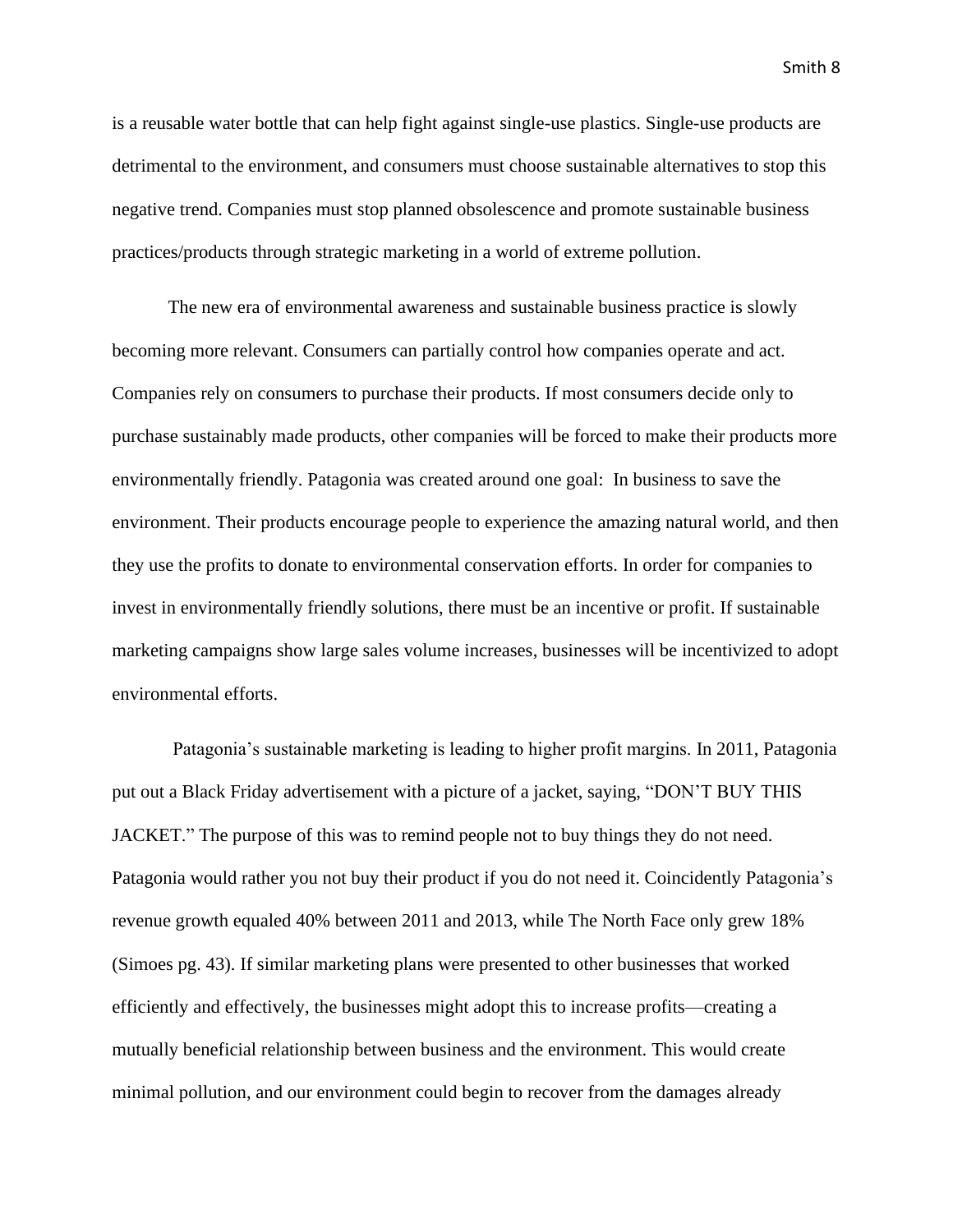is a reusable water bottle that can help fight against single-use plastics. Single-use products are detrimental to the environment, and consumers must choose sustainable alternatives to stop this negative trend. Companies must stop planned obsolescence and promote sustainable business practices/products through strategic marketing in a world of extreme pollution.

The new era of environmental awareness and sustainable business practice is slowly becoming more relevant. Consumers can partially control how companies operate and act. Companies rely on consumers to purchase their products. If most consumers decide only to purchase sustainably made products, other companies will be forced to make their products more environmentally friendly. Patagonia was created around one goal: In business to save the environment. Their products encourage people to experience the amazing natural world, and then they use the profits to donate to environmental conservation efforts. In order for companies to invest in environmentally friendly solutions, there must be an incentive or profit. If sustainable marketing campaigns show large sales volume increases, businesses will be incentivized to adopt environmental efforts.

Patagonia's sustainable marketing is leading to higher profit margins. In 2011, Patagonia put out a Black Friday advertisement with a picture of a jacket, saying, "DON'T BUY THIS JACKET." The purpose of this was to remind people not to buy things they do not need. Patagonia would rather you not buy their product if you do not need it. Coincidently Patagonia's revenue growth equaled 40% between 2011 and 2013, while The North Face only grew 18% (Simoes pg. 43). If similar marketing plans were presented to other businesses that worked efficiently and effectively, the businesses might adopt this to increase profits—creating a mutually beneficial relationship between business and the environment. This would create minimal pollution, and our environment could begin to recover from the damages already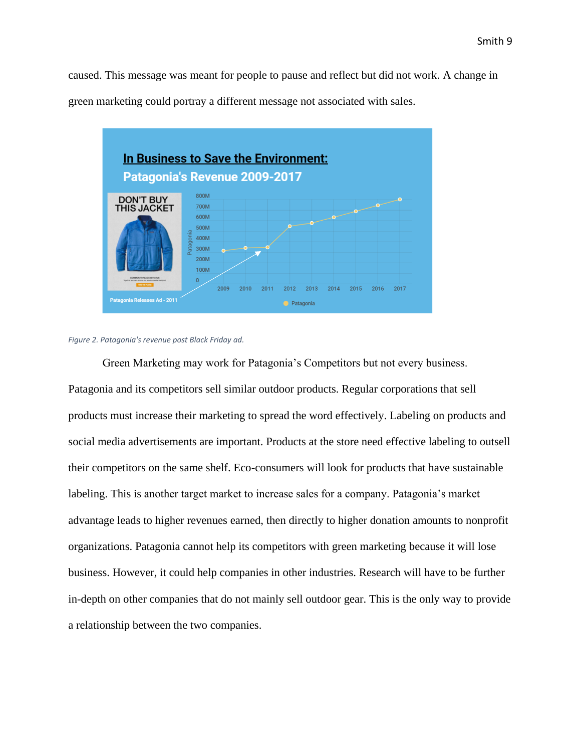caused. This message was meant for people to pause and reflect but did not work. A change in green marketing could portray a different message not associated with sales.

*Figure 2. Patagonia's revenue post Black Friday ad.*

Green Marketing may work for Patagonia's Competitors but not every business. Patagonia and its competitors sell similar outdoor products. Regular corporations that sell products must increase their marketing to spread the word effectively. Labeling on products and social media advertisements are important. Products at the store need effective labeling to outsell their competitors on the same shelf. Eco-consumers will look for products that have sustainable labeling. This is another target market to increase sales for a company. Patagonia's market advantage leads to higher revenues earned, then directly to higher donation amounts to nonprofit organizations. Patagonia cannot help its competitors with green marketing because it will lose business. However, it could help companies in other industries. Research will have to be further in-depth on other companies that do not mainly sell outdoor gear. This is the only way to provide a relationship between the two companies.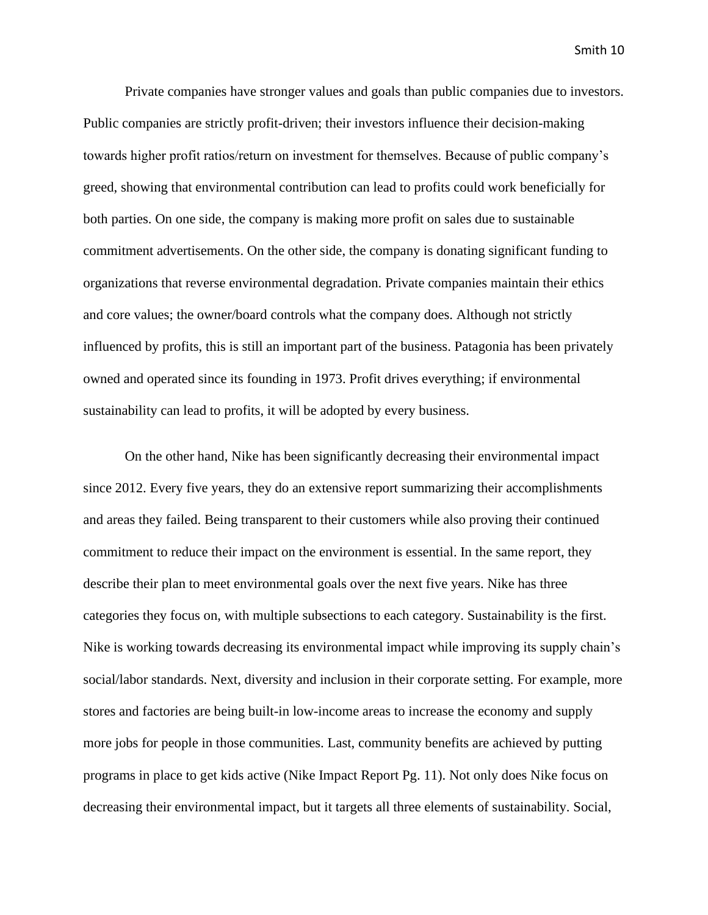Private companies have stronger values and goals than public companies due to investors. Public companies are strictly profit-driven; their investors influence their decision-making towards higher profit ratios/return on investment for themselves. Because of public company's greed, showing that environmental contribution can lead to profits could work beneficially for both parties. On one side, the company is making more profit on sales due to sustainable commitment advertisements. On the other side, the company is donating significant funding to organizations that reverse environmental degradation. Private companies maintain their ethics and core values; the owner/board controls what the company does. Although not strictly influenced by profits, this is still an important part of the business. Patagonia has been privately owned and operated since its founding in 1973. Profit drives everything; if environmental sustainability can lead to profits, it will be adopted by every business.

On the other hand, Nike has been significantly decreasing their environmental impact since 2012. Every five years, they do an extensive report summarizing their accomplishments and areas they failed. Being transparent to their customers while also proving their continued commitment to reduce their impact on the environment is essential. In the same report, they describe their plan to meet environmental goals over the next five years. Nike has three categories they focus on, with multiple subsections to each category. Sustainability is the first. Nike is working towards decreasing its environmental impact while improving its supply chain's social/labor standards. Next, diversity and inclusion in their corporate setting. For example, more stores and factories are being built-in low-income areas to increase the economy and supply more jobs for people in those communities. Last, community benefits are achieved by putting programs in place to get kids active (Nike Impact Report Pg. 11). Not only does Nike focus on decreasing their environmental impact, but it targets all three elements of sustainability. Social,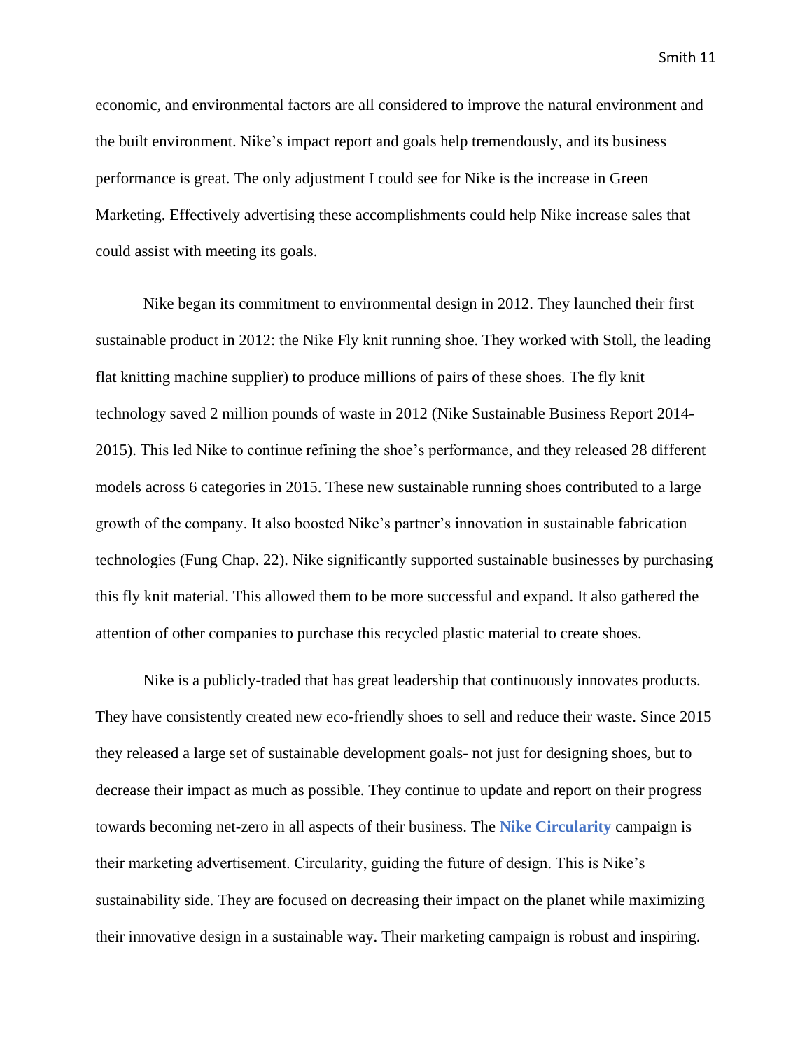economic, and environmental factors are all considered to improve the natural environment and the built environment. Nike's impact report and goals help tremendously, and its business performance is great. The only adjustment I could see for Nike is the increase in Green Marketing. Effectively advertising these accomplishments could help Nike increase sales that could assist with meeting its goals.

Nike began its commitment to environmental design in 2012. They launched their first sustainable product in 2012: the Nike Fly knit running shoe. They worked with Stoll, the leading flat knitting machine supplier) to produce millions of pairs of these shoes. The fly knit technology saved 2 million pounds of waste in 2012 (Nike Sustainable Business Report 2014-2015). This led Nike to continue refining the shoe's performance, and they released 28 different models across 6 categories in 2015. These new sustainable running shoes contributed to a large growth of the company. It also boosted Nike's partner's innovation in sustainable fabrication technologies (Fung Chap. 22). Nike significantly supported sustainable businesses by purchasing this fly knit material. This allowed them to be more successful and expand. It also gathered the attention of other companies to purchase this recycled plastic material to create shoes.

Nike is a publicly-traded that has great leadership that continuously innovates products. They have consistently created new eco-friendly shoes to sell and reduce their waste. Since 2015 they released a large set of sustainable development goals- not just for designing shoes, but to decrease their impact as much as possible. They continue to update and report on their progress towards becoming net-zero in all aspects of their business. The **Nike Circularity** campaign is their marketing advertisement. Circularity, guiding the future of design. This is Nike's sustainability side. They are focused on decreasing their impact on the planet while maximizing their innovative design in a sustainable way. Their marketing campaign is robust and inspiring.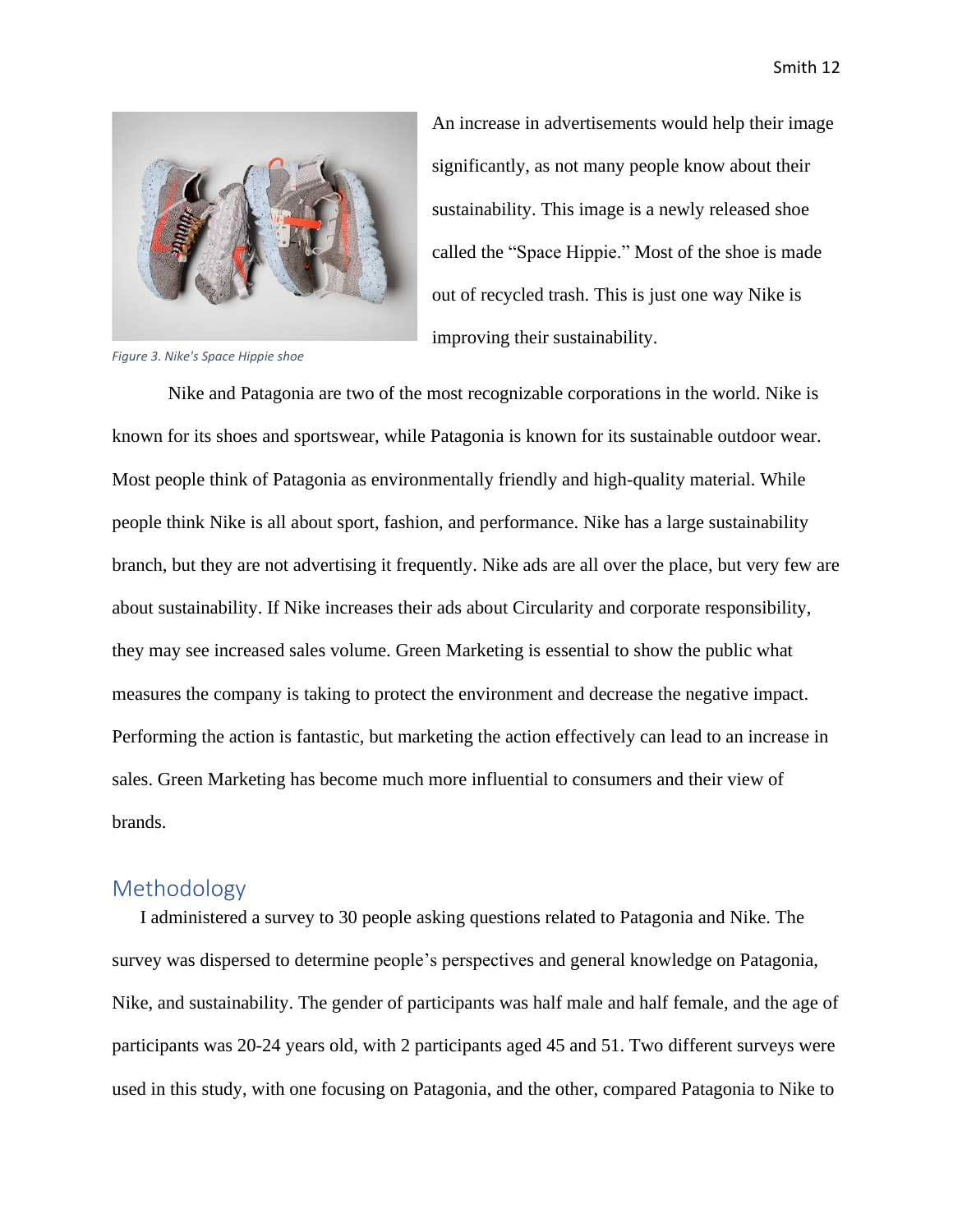An increase in advertisements would help their image significantly, as not many people know about their sustainability. This image is a newly released shoe called the "Space Hippie." Most of the shoe is made out of recycled trash. This is just one way Nike is improving their sustainability.

*Figure 3. Nike's Space Hippie shoe*

Nike and Patagonia are two of the most recognizable corporations in the world. Nike is known for its shoes and sportswear, while Patagonia is known for its sustainable outdoor wear. Most people think of Patagonia as environmentally friendly and high-quality material. While people think Nike is all about sport, fashion, and performance. Nike has a large sustainability branch, but they are not advertising it frequently. Nike ads are all over the place, but very few are about sustainability. If Nike increases their ads about Circularity and corporate responsibility, they may see increased sales volume. Green Marketing is essential to show the public what measures the company is taking to protect the environment and decrease the negative impact. Performing the action is fantastic, but marketing the action effectively can lead to an increase in sales. Green Marketing has become much more influential to consumers and their view of brands.

## Methodology

I administered a survey to 30 people asking questions related to Patagonia and Nike. The survey was dispersed to determine people's perspectives and general knowledge on Patagonia, Nike, and sustainability. The gender of participants was half male and half female, and the age of participants was 20-24 years old, with 2 participants aged 45 and 51. Two different surveys were used in this study, with one focusing on Patagonia, and the other, compared Patagonia to Nike to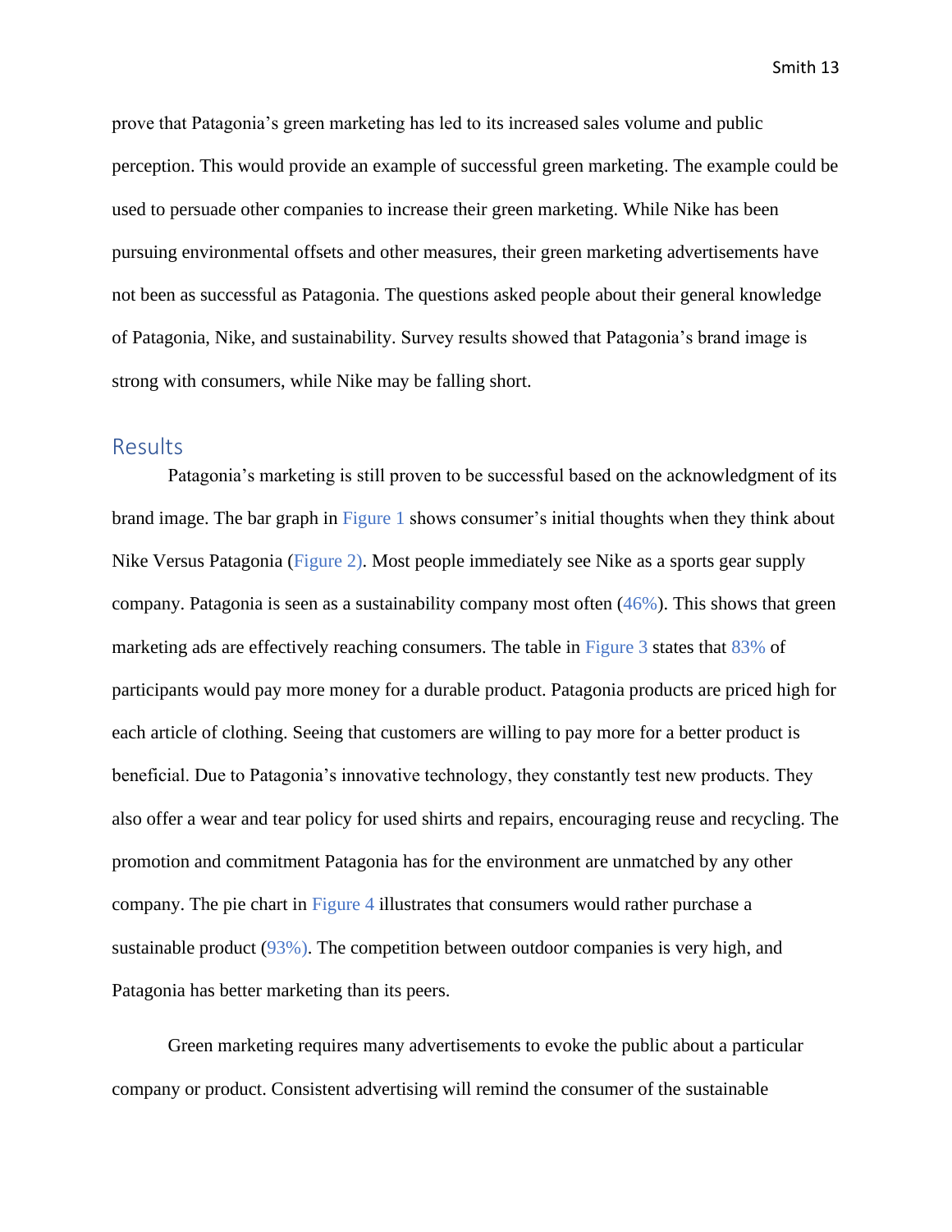prove that Patagonia's green marketing has led to its increased sales volume and public perception. This would provide an example of successful green marketing. The example could be used to persuade other companies to increase their green marketing. While Nike has been pursuing environmental offsets and other measures, their green marketing advertisements have not been as successful as Patagonia. The questions asked people about their general knowledge of Patagonia, Nike, and sustainability. Survey results showed that Patagonia's brand image is strong with consumers, while Nike may be falling short.

## Results

Patagonia's marketing is still proven to be successful based on the acknowledgment of its brand image. The bar graph in Figure 1 shows consumer's initial thoughts when they think about Nike Versus Patagonia (Figure 2). Most people immediately see Nike as a sports gear supply company. Patagonia is seen as a sustainability company most often (46%). This shows that green marketing ads are effectively reaching consumers. The table in Figure 3 states that 83% of participants would pay more money for a durable product. Patagonia products are priced high for each article of clothing. Seeing that customers are willing to pay more for a better product is beneficial. Due to Patagonia's innovative technology, they constantly test new products. They also offer a wear and tear policy for used shirts and repairs, encouraging reuse and recycling. The promotion and commitment Patagonia has for the environment are unmatched by any other company. The pie chart in Figure 4 illustrates that consumers would rather purchase a sustainable product (93%). The competition between outdoor companies is very high, and Patagonia has better marketing than its peers.

Green marketing requires many advertisements to evoke the public about a particular company or product. Consistent advertising will remind the consumer of the sustainable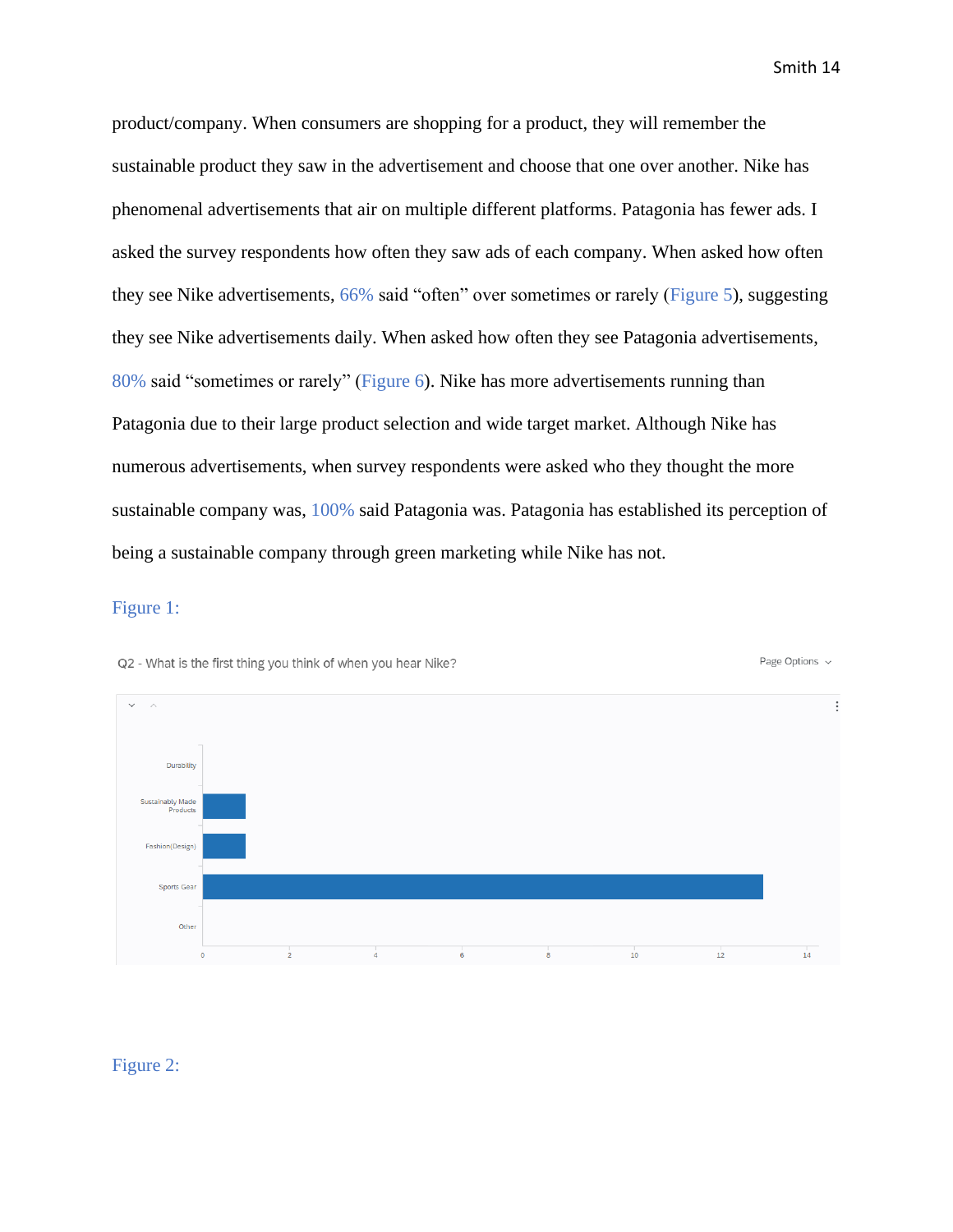product/company. When consumers are shopping for a product, they will remember the sustainable product they saw in the advertisement and choose that one over another. Nike has phenomenal advertisements that air on multiple different platforms. Patagonia has fewer ads. I asked the survey respondents how often they saw ads of each company. When asked how often they see Nike advertisements, 66% said “often” over sometimes or rarely (Figure 5), suggesting they see Nike advertisements daily. When asked how often they see Patagonia advertisements, 80% said “sometimes or rarely” (Figure 6). Nike has more advertisements running than Patagonia due to their large product selection and wide target market. Although Nike has numerous advertisements, when survey respondents were asked who they thought the more sustainable company was, 100% said Patagonia was. Patagonia has established its perception of being a sustainable company through green marketing while Nike has not.

Figure 1:

Q2 - What is the first thing you think of when you hear Nike?

Figure 2: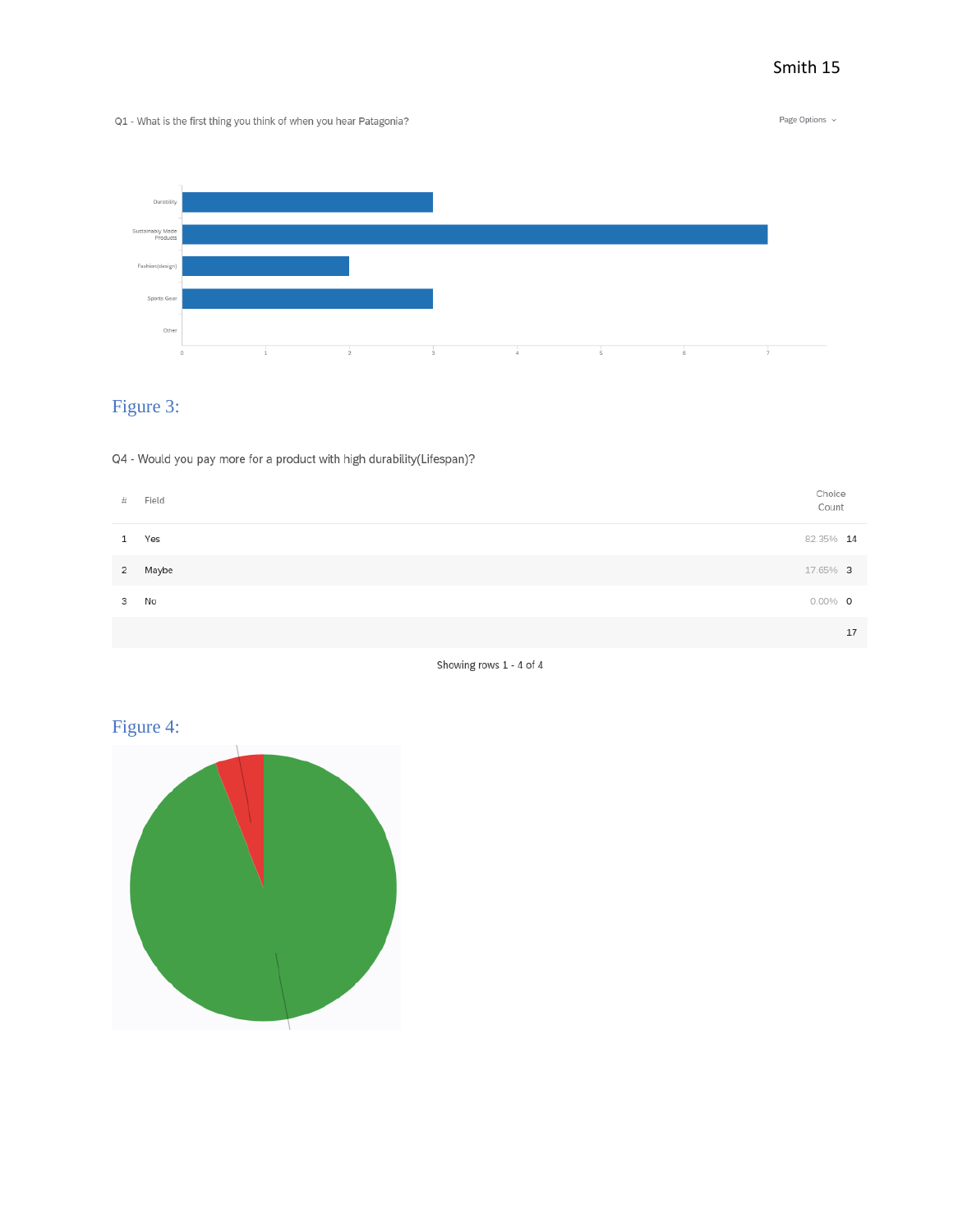Q1 - What is the first thing you think of when you hear Patagonia?

Page Options

Durability

Sustainably Made Products

Fashion(design)

Sports Gear

Other

0 1 2 3 4 5 6 7

Figure 3:

Q4 - Would you pay more for a product with high durability(Lifespan)?

| # | Field | | Choice Count |
|---|---|---|---|
| 1 | Yes | 82.35% | 14 |
| 2 | Maybe | 17.65% | 3 |
| 3 | No | 0.00% | 0 |
| | | | 17 |

Showing rows 1 - 4 of 4

Figure 4: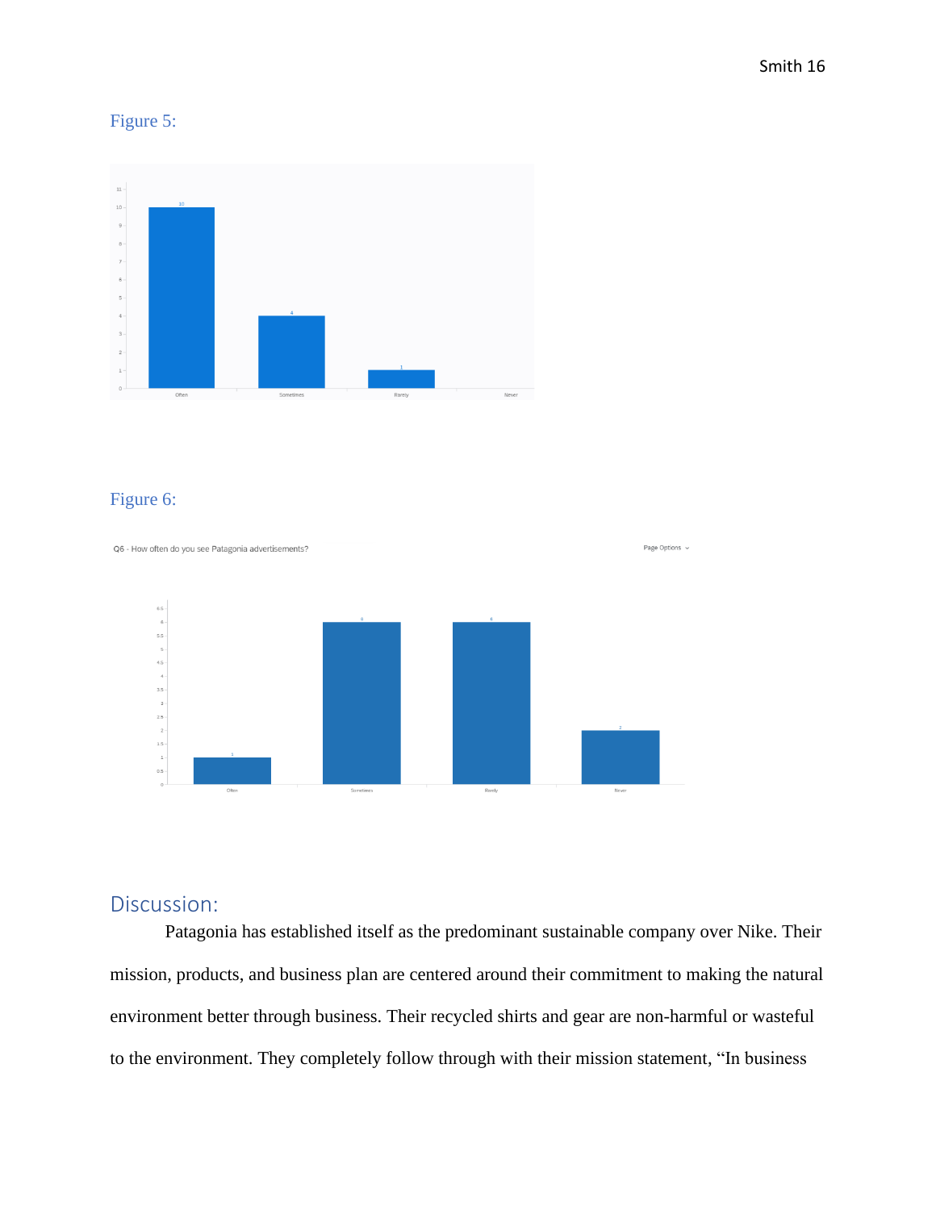Figure 5:

Figure 6:

Discussion:

Patagonia has established itself as the predominant sustainable company over Nike. Their mission, products, and business plan are centered around their commitment to making the natural environment better through business. Their recycled shirts and gear are non-harmful or wasteful to the environment. They completely follow through with their mission statement, "In business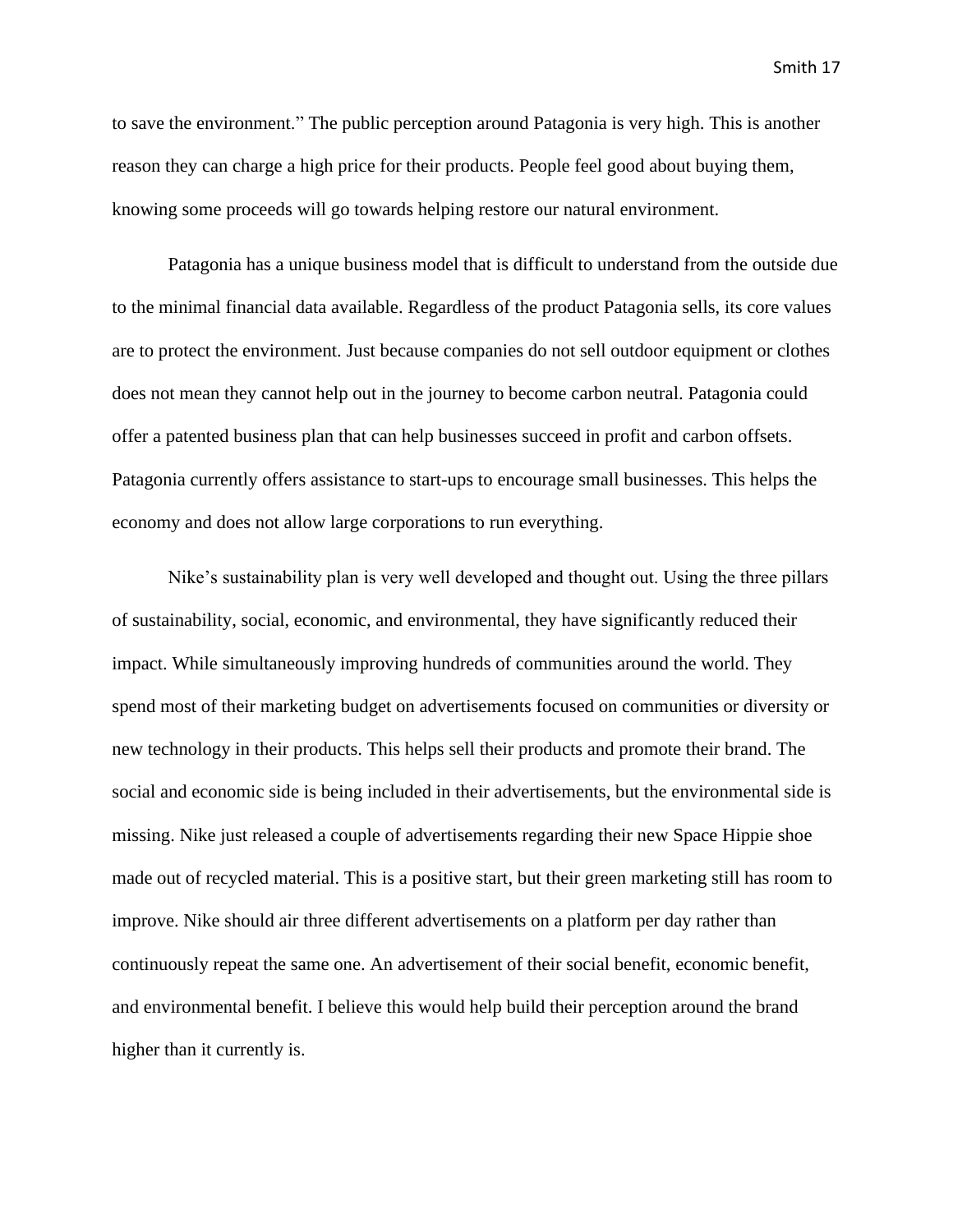to save the environment." The public perception around Patagonia is very high. This is another reason they can charge a high price for their products. People feel good about buying them, knowing some proceeds will go towards helping restore our natural environment.

Patagonia has a unique business model that is difficult to understand from the outside due to the minimal financial data available. Regardless of the product Patagonia sells, its core values are to protect the environment. Just because companies do not sell outdoor equipment or clothes does not mean they cannot help out in the journey to become carbon neutral. Patagonia could offer a patented business plan that can help businesses succeed in profit and carbon offsets. Patagonia currently offers assistance to start-ups to encourage small businesses. This helps the economy and does not allow large corporations to run everything.

Nike's sustainability plan is very well developed and thought out. Using the three pillars of sustainability, social, economic, and environmental, they have significantly reduced their impact. While simultaneously improving hundreds of communities around the world. They spend most of their marketing budget on advertisements focused on communities or diversity or new technology in their products. This helps sell their products and promote their brand. The social and economic side is being included in their advertisements, but the environmental side is missing. Nike just released a couple of advertisements regarding their new Space Hippie shoe made out of recycled material. This is a positive start, but their green marketing still has room to improve. Nike should air three different advertisements on a platform per day rather than continuously repeat the same one. An advertisement of their social benefit, economic benefit, and environmental benefit. I believe this would help build their perception around the brand higher than it currently is.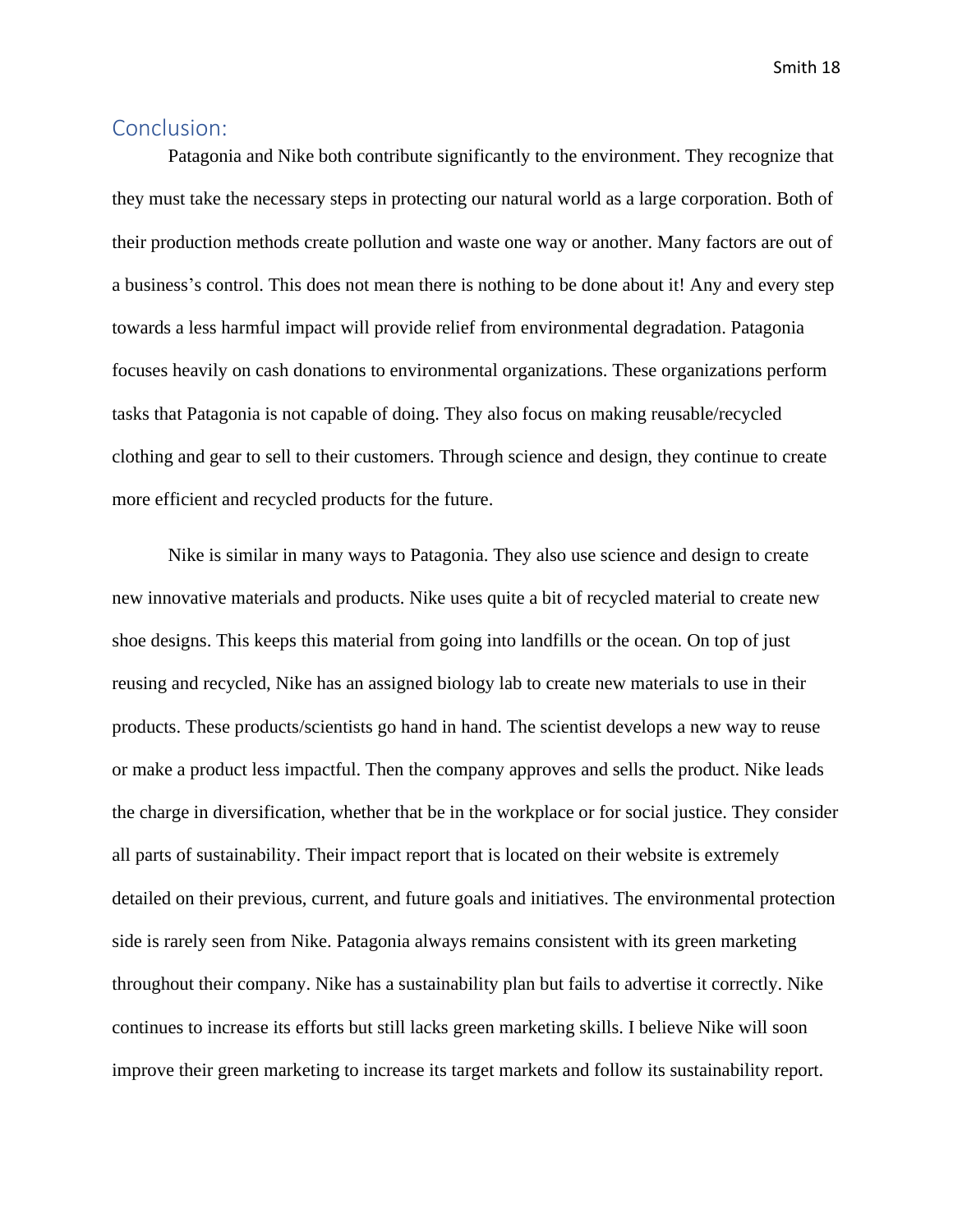## Conclusion:

Patagonia and Nike both contribute significantly to the environment. They recognize that they must take the necessary steps in protecting our natural world as a large corporation. Both of their production methods create pollution and waste one way or another. Many factors are out of a business's control. This does not mean there is nothing to be done about it! Any and every step towards a less harmful impact will provide relief from environmental degradation. Patagonia focuses heavily on cash donations to environmental organizations. These organizations perform tasks that Patagonia is not capable of doing. They also focus on making reusable/recycled clothing and gear to sell to their customers. Through science and design, they continue to create more efficient and recycled products for the future.

Nike is similar in many ways to Patagonia. They also use science and design to create new innovative materials and products. Nike uses quite a bit of recycled material to create new shoe designs. This keeps this material from going into landfills or the ocean. On top of just reusing and recycled, Nike has an assigned biology lab to create new materials to use in their products. These products/scientists go hand in hand. The scientist develops a new way to reuse or make a product less impactful. Then the company approves and sells the product. Nike leads the charge in diversification, whether that be in the workplace or for social justice. They consider all parts of sustainability. Their impact report that is located on their website is extremely detailed on their previous, current, and future goals and initiatives. The environmental protection side is rarely seen from Nike. Patagonia always remains consistent with its green marketing throughout their company. Nike has a sustainability plan but fails to advertise it correctly. Nike continues to increase its efforts but still lacks green marketing skills. I believe Nike will soon improve their green marketing to increase its target markets and follow its sustainability report.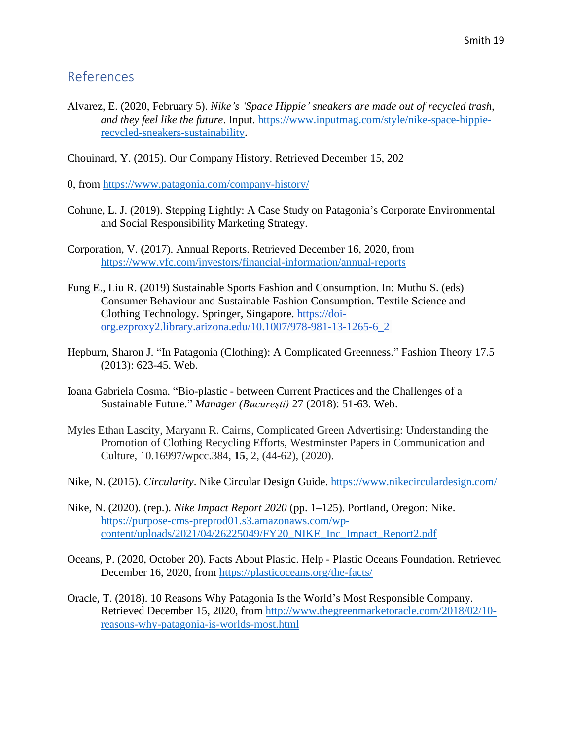## References

Alvarez, E. (2020, February 5). *Nike's 'Space Hippie' sneakers are made out of recycled trash, and they feel like the future*. Input. https://www.inputmag.com/style/nike-space-hippie-recycled-sneakers-sustainability.

Chouinard, Y. (2015). Our Company History. Retrieved December 15, 202

0, from https://www.patagonia.com/company-history/

Cohune, L. J. (2019). Stepping Lightly: A Case Study on Patagonia's Corporate Environmental and Social Responsibility Marketing Strategy.

Corporation, V. (2017). Annual Reports. Retrieved December 16, 2020, from https://www.vfc.com/investors/financial-information/annual-reports

Fung E., Liu R. (2019) Sustainable Sports Fashion and Consumption. In: Muthu S. (eds) Consumer Behaviour and Sustainable Fashion Consumption. Textile Science and Clothing Technology. Springer, Singapore. https://doi-org.ezproxy2.library.arizona.edu/10.1007/978-981-13-1265-6_2

Hepburn, Sharon J. "In Patagonia (Clothing): A Complicated Greenness." Fashion Theory 17.5 (2013): 623-45. Web.

Ioana Gabriela Cosma. "Bio-plastic - between Current Practices and the Challenges of a Sustainable Future." *Manager (Bucureşti)* 27 (2018): 51-63. Web.

Myles Ethan Lascity, Maryann R. Cairns, Complicated Green Advertising: Understanding the Promotion of Clothing Recycling Efforts, Westminster Papers in Communication and Culture, 10.16997/wpcc.384, **15**, 2, (44-62), (2020).

Nike, N. (2015). *Circularity*. Nike Circular Design Guide. https://www.nikecirculardesign.com/

Nike, N. (2020). (rep.). *Nike Impact Report 2020* (pp. 1–125). Portland, Oregon: Nike. https://purpose-cms-preprod01.s3.amazonaws.com/wp-content/uploads/2021/04/26225049/FY20_NIKE_Inc_Impact_Report2.pdf

Oceans, P. (2020, October 20). Facts About Plastic. Help - Plastic Oceans Foundation. Retrieved December 16, 2020, from https://plasticoceans.org/the-facts/

Oracle, T. (2018). 10 Reasons Why Patagonia Is the World's Most Responsible Company. Retrieved December 15, 2020, from http://www.thegreenmarketoracle.com/2018/02/10-reasons-why-patagonia-is-worlds-most.html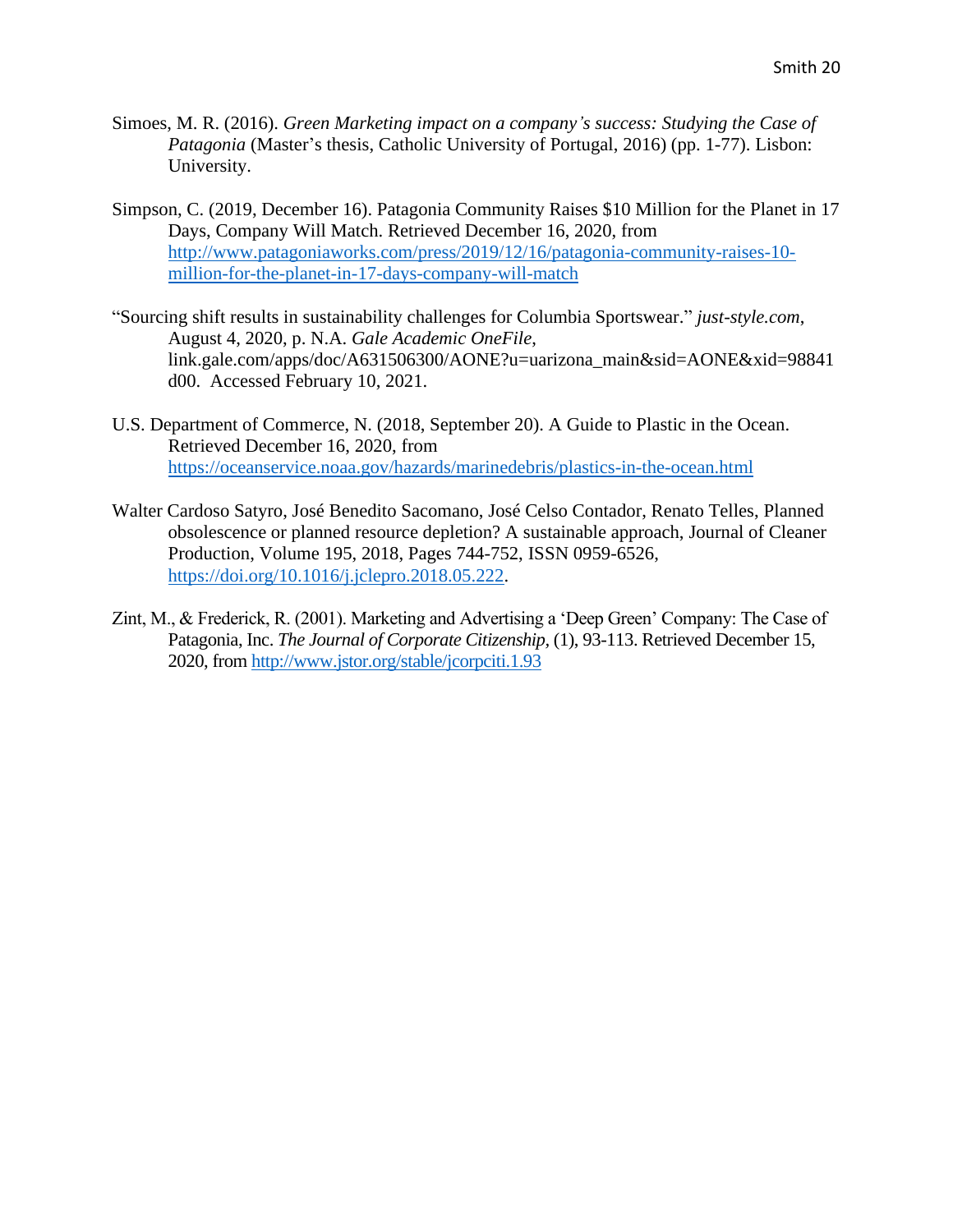Simoes, M. R. (2016). *Green Marketing impact on a company's success: Studying the Case of Patagonia* (Master's thesis, Catholic University of Portugal, 2016) (pp. 1-77). Lisbon: University.

Simpson, C. (2019, December 16). Patagonia Community Raises $10 Million for the Planet in 17 Days, Company Will Match. Retrieved December 16, 2020, from http://www.patagoniaworks.com/press/2019/12/16/patagonia-community-raises-10-million-for-the-planet-in-17-days-company-will-match

"Sourcing shift results in sustainability challenges for Columbia Sportswear." *just-style.com*, August 4, 2020, p. N.A. *Gale Academic OneFile*, link.gale.com/apps/doc/A631506300/AONE?u=uarizona_main&sid=AONE&xid=98841d00. Accessed February 10, 2021.

U.S. Department of Commerce, N. (2018, September 20). A Guide to Plastic in the Ocean. Retrieved December 16, 2020, from https://oceanservice.noaa.gov/hazards/marinedebris/plastics-in-the-ocean.html

Walter Cardoso Satyro, José Benedito Sacomano, José Celso Contador, Renato Telles, Planned obsolescence or planned resource depletion? A sustainable approach, Journal of Cleaner Production, Volume 195, 2018, Pages 744-752, ISSN 0959-6526, https://doi.org/10.1016/j.jclepro.2018.05.222.

Zint, M., & Frederick, R. (2001). Marketing and Advertising a 'Deep Green' Company: The Case of Patagonia, Inc. *The Journal of Corporate Citizenship*, (1), 93-113. Retrieved December 15, 2020, from http://www.jstor.org/stable/jcorpciti.1.93